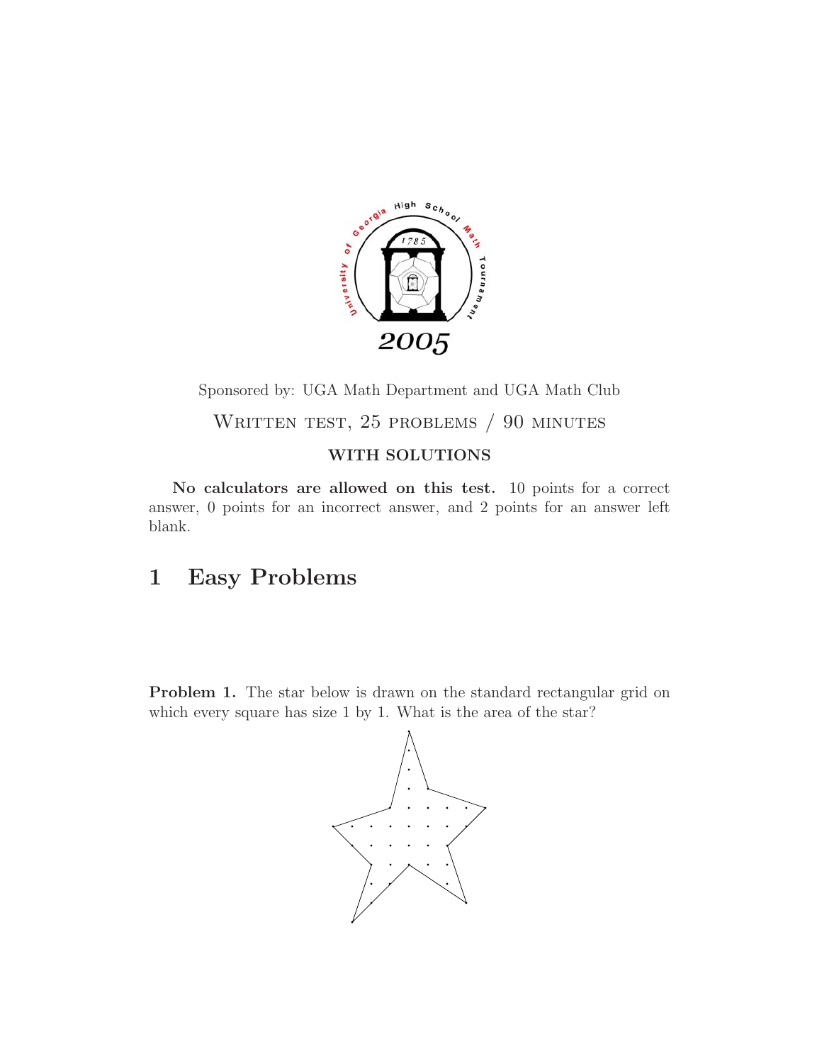Sponsored by: UGA Math Department and UGA Math Club

Written test, 25 problems / 90 minutes

**WITH SOLUTIONS**

**No calculators are allowed on this test.** 10 points for a correct answer, 0 points for an incorrect answer, and 2 points for an answer left blank.

# 1 Easy Problems

**Problem 1.** The star below is drawn on the standard rectangular grid on which every square has size 1 by 1. What is the area of the star?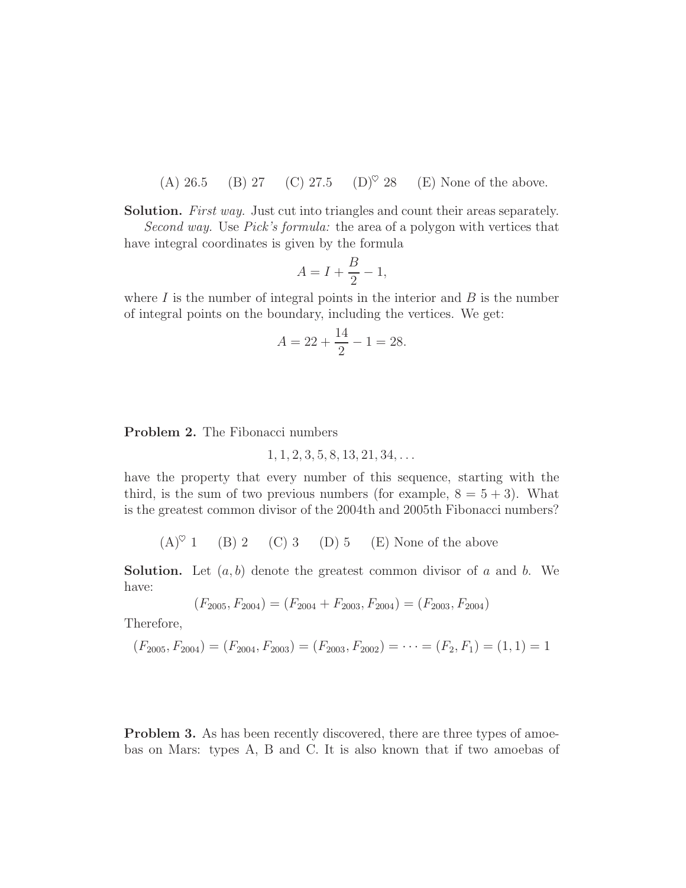(A) 26.5 (B) 27 (C) 27.5 (D)$^\heartsuit$ 28 (E) None of the above.

**Solution.** *First way.* Just cut into triangles and count their areas separately.

*Second way.* Use *Pick's formula:* the area of a polygon with vertices that have integral coordinates is given by the formula

$$A = I + \frac{B}{2} - 1,$$

where $I$ is the number of integral points in the interior and $B$ is the number of integral points on the boundary, including the vertices. We get:

$$A = 22 + \frac{14}{2} - 1 = 28.$$

**Problem 2.** The Fibonacci numbers

$$1, 1, 2, 3, 5, 8, 13, 21, 34, \ldots$$

have the property that every number of this sequence, starting with the third, is the sum of two previous numbers (for example, $8 = 5 + 3$). What is the greatest common divisor of the 2004th and 2005th Fibonacci numbers?

(A)$^\heartsuit$ 1 (B) 2 (C) 3 (D) 5 (E) None of the above

**Solution.** Let $(a, b)$ denote the greatest common divisor of $a$ and $b$. We have:

$$(F_{2005}, F_{2004}) = (F_{2004} + F_{2003}, F_{2004}) = (F_{2003}, F_{2004})$$

Therefore,

$$(F_{2005}, F_{2004}) = (F_{2004}, F_{2003}) = (F_{2003}, F_{2002}) = \cdots = (F_2, F_1) = (1, 1) = 1$$

**Problem 3.** As has been recently discovered, there are three types of amoebas on Mars: types A, B and C. It is also known that if two amoebas of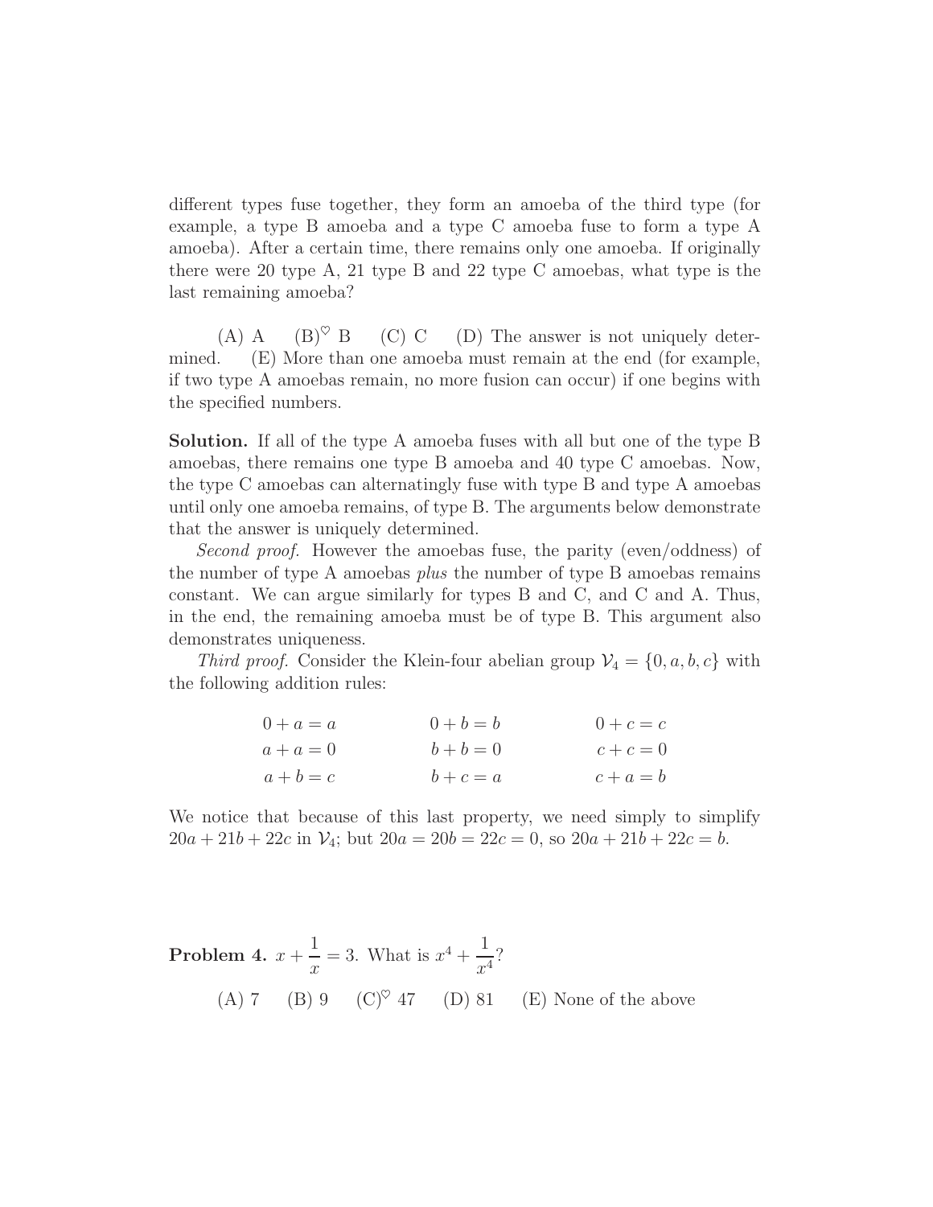different types fuse together, they form an amoeba of the third type (for example, a type B amoeba and a type C amoeba fuse to form a type A amoeba). After a certain time, there remains only one amoeba. If originally there were 20 type A, 21 type B and 22 type C amoebas, what type is the last remaining amoeba?

(A) A (B)$^\heartsuit$ B (C) C (D) The answer is not uniquely determined. (E) More than one amoeba must remain at the end (for example, if two type A amoebas remain, no more fusion can occur) if one begins with the specified numbers.

**Solution.** If all of the type A amoeba fuses with all but one of the type B amoebas, there remains one type B amoeba and 40 type C amoebas. Now, the type C amoebas can alternatingly fuse with type B and type A amoebas until only one amoeba remains, of type B. The arguments below demonstrate that the answer is uniquely determined.

*Second proof.* However the amoebas fuse, the parity (even/oddness) of the number of type A amoebas *plus* the number of type B amoebas remains constant. We can argue similarly for types B and C, and C and A. Thus, in the end, the remaining amoeba must be of type B. This argument also demonstrates uniqueness.

*Third proof.* Consider the Klein-four abelian group $\mathcal{V}_4 = \{0, a, b, c\}$ with the following addition rules:

$$
\begin{array}{lll}
0 + a = a & 0 + b = b & 0 + c = c \\
a + a = 0 & b + b = 0 & c + c = 0 \\
a + b = c & b + c = a & c + a = b
\end{array}
$$

We notice that because of this last property, we need simply to simplify $20a + 21b + 22c$ in $\mathcal{V}_4$; but $20a = 20b = 22c = 0$, so $20a + 21b + 22c = b$.

**Problem 4.** $x + \dfrac{1}{x} = 3$. What is $x^4 + \dfrac{1}{x^4}$?

(A) 7 (B) 9 (C)$^\heartsuit$ 47 (D) 81 (E) None of the above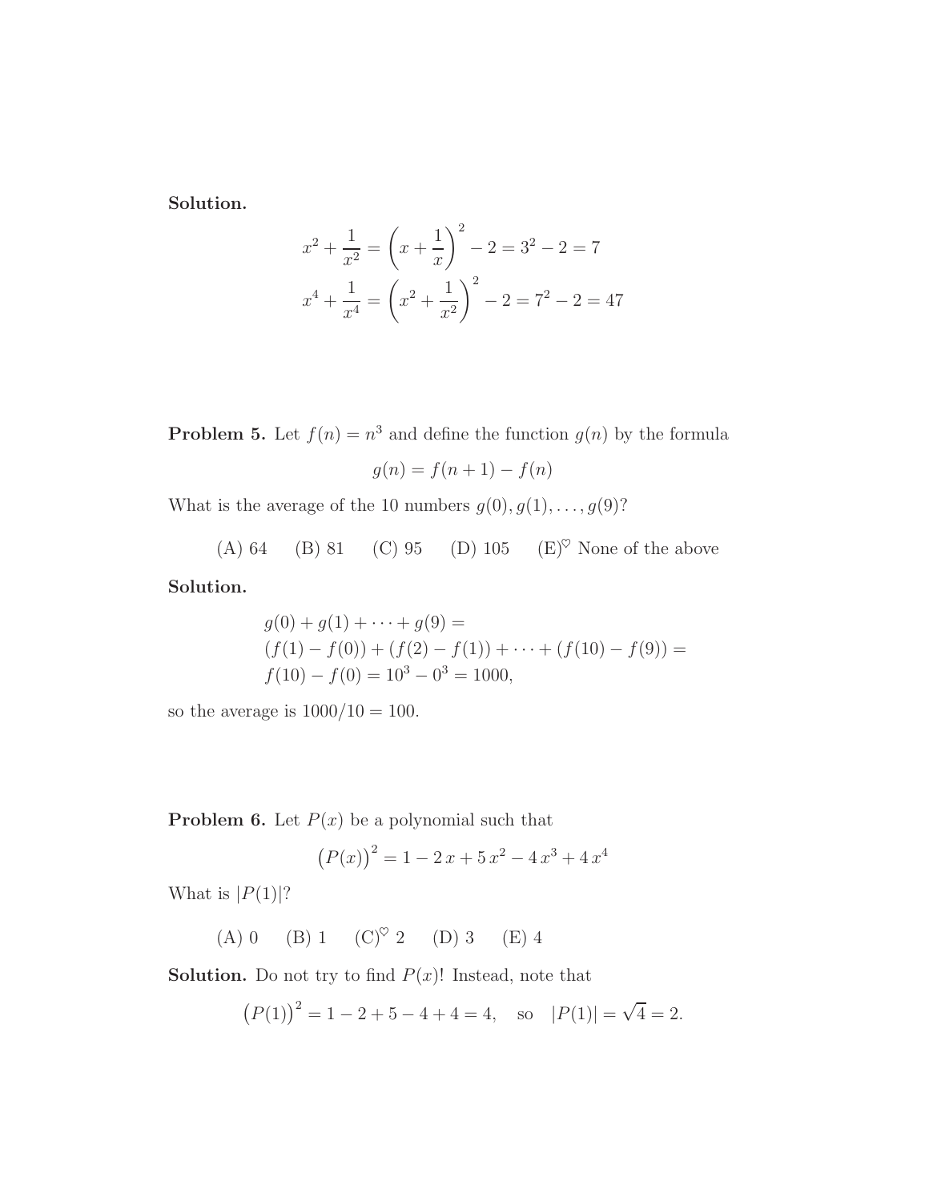**Solution.**

$$x^2 + \frac{1}{x^2} = \left(x + \frac{1}{x}\right)^2 - 2 = 3^2 - 2 = 7$$
$$x^4 + \frac{1}{x^4} = \left(x^2 + \frac{1}{x^2}\right)^2 - 2 = 7^2 - 2 = 47$$

**Problem 5.** Let $f(n) = n^3$ and define the function $g(n)$ by the formula

$$g(n) = f(n+1) - f(n)$$

What is the average of the 10 numbers $g(0), g(1), \ldots, g(9)$?

(A) 64 (B) 81 (C) 95 (D) 105 (E)$^{\heartsuit}$ None of the above

**Solution.**

$$\begin{aligned}
&g(0) + g(1) + \cdots + g(9) = \\
&(f(1) - f(0)) + (f(2) - f(1)) + \cdots + (f(10) - f(9)) = \\
&f(10) - f(0) = 10^3 - 0^3 = 1000,
\end{aligned}$$

so the average is $1000/10 = 100$.

**Problem 6.** Let $P(x)$ be a polynomial such that

$$\big(P(x)\big)^2 = 1 - 2\,x + 5\,x^2 - 4\,x^3 + 4\,x^4$$

What is $|P(1)|$?

(A) 0 (B) 1 (C)$^{\heartsuit}$ 2 (D) 3 (E) 4

**Solution.** Do not try to find $P(x)$! Instead, note that

$$\big(P(1)\big)^2 = 1 - 2 + 5 - 4 + 4 = 4, \quad \text{so} \quad |P(1)| = \sqrt{4} = 2.$$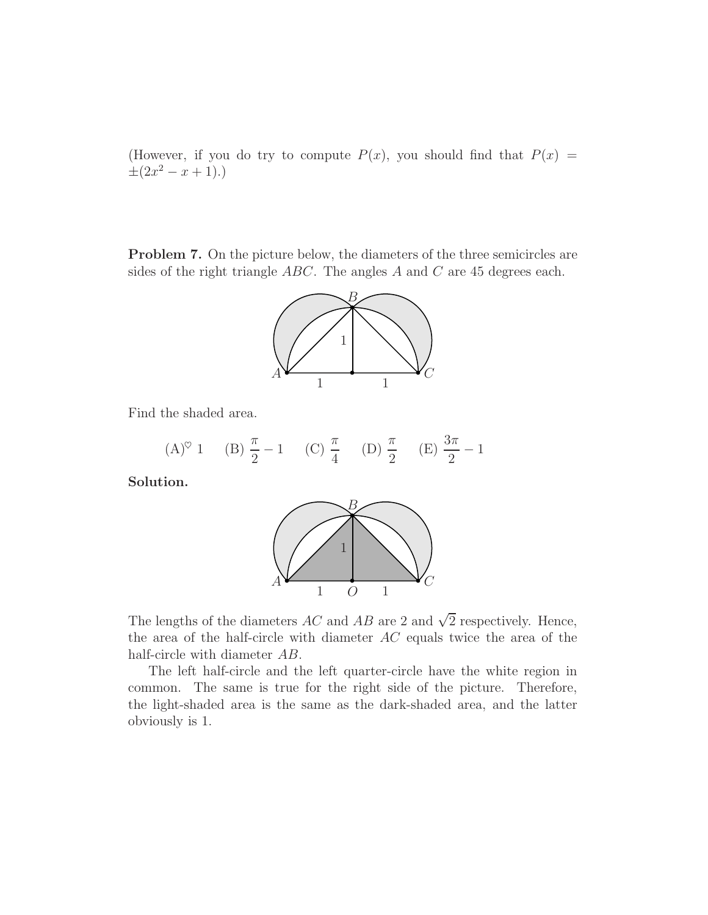(However, if you do try to compute $P(x)$, you should find that $P(x) = \pm(2x^2 - x + 1)$.)

**Problem 7.** On the picture below, the diameters of the three semicircles are sides of the right triangle $ABC$. The angles $A$ and $C$ are 45 degrees each.

Find the shaded area.

(A)$^\heartsuit$ 1 (B) $\frac{\pi}{2} - 1$ (C) $\frac{\pi}{4}$ (D) $\frac{\pi}{2}$ (E) $\frac{3\pi}{2} - 1$

**Solution.**

The lengths of the diameters $AC$ and $AB$ are 2 and $\sqrt{2}$ respectively. Hence, the area of the half-circle with diameter $AC$ equals twice the area of the half-circle with diameter $AB$.

The left half-circle and the left quarter-circle have the white region in common. The same is true for the right side of the picture. Therefore, the light-shaded area is the same as the dark-shaded area, and the latter obviously is 1.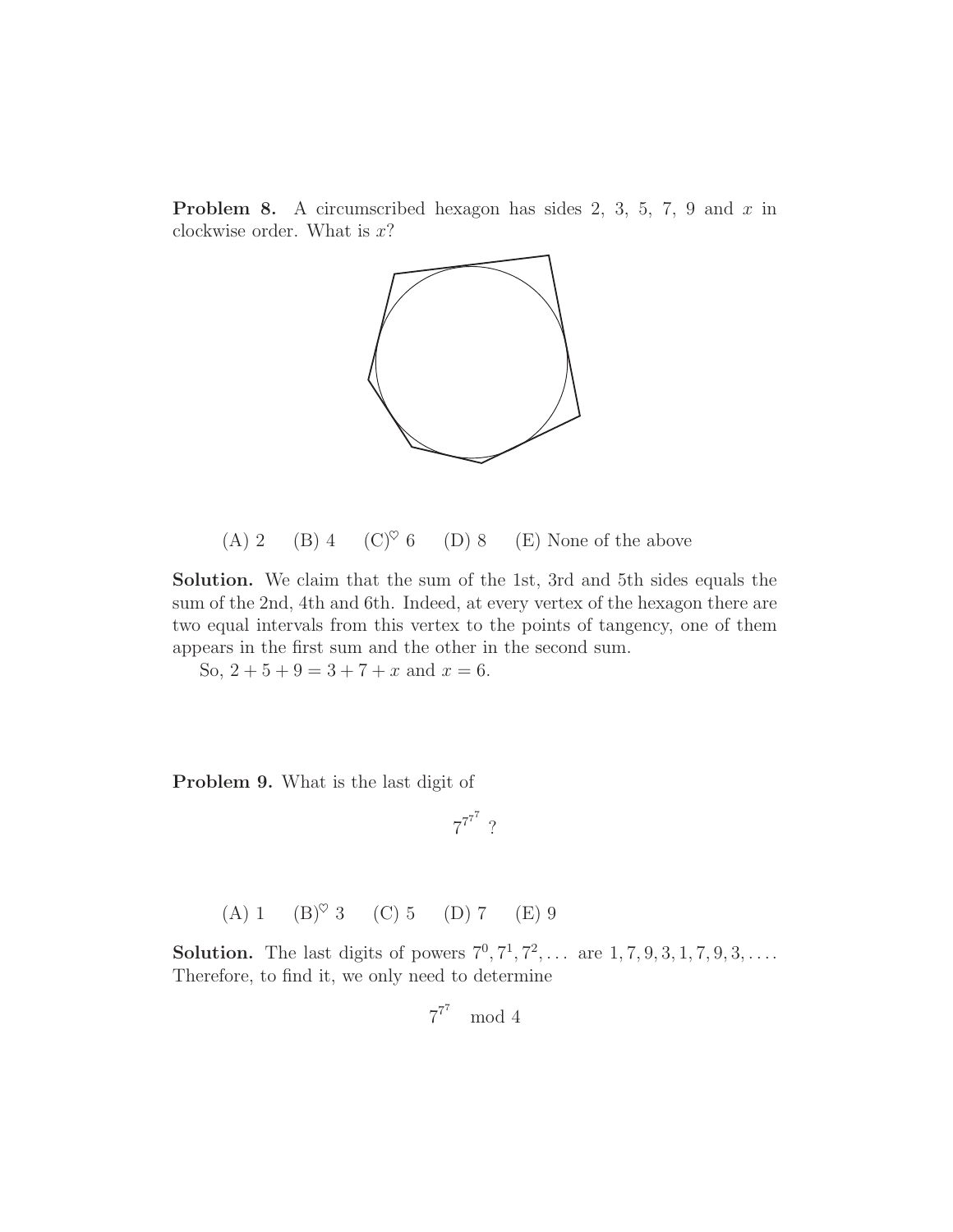**Problem 8.** A circumscribed hexagon has sides 2, 3, 5, 7, 9 and $x$ in clockwise order. What is $x$?

(A) 2 (B) 4 (C)$^\heartsuit$ 6 (D) 8 (E) None of the above

**Solution.** We claim that the sum of the 1st, 3rd and 5th sides equals the sum of the 2nd, 4th and 6th. Indeed, at every vertex of the hexagon there are two equal intervals from this vertex to the points of tangency, one of them appears in the first sum and the other in the second sum.

So, $2 + 5 + 9 = 3 + 7 + x$ and $x = 6$.

**Problem 9.** What is the last digit of

$$7^{7^{7^7}}\ ?$$

(A) 1 (B)$^\heartsuit$ 3 (C) 5 (D) 7 (E) 9

**Solution.** The last digits of powers $7^0, 7^1, 7^2, \ldots$ are $1, 7, 9, 3, 1, 7, 9, 3, \ldots$. Therefore, to find it, we only need to determine

$$7^{7^7} \mod 4$$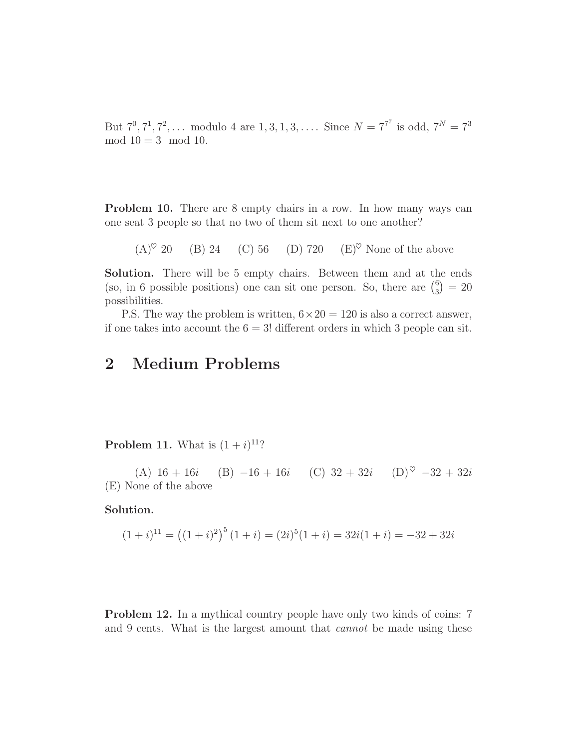But $7^0, 7^1, 7^2, \ldots$ modulo 4 are $1, 3, 1, 3, \ldots$. Since $N = 7^{7^7}$ is odd, $7^N = 7^3 \mod 10 = 3 \mod 10$.

**Problem 10.** There are 8 empty chairs in a row. In how many ways can one seat 3 people so that no two of them sit next to one another?

(A)$^\heartsuit$ 20 (B) 24 (C) 56 (D) 720 (E)$^\heartsuit$ None of the above

**Solution.** There will be 5 empty chairs. Between them and at the ends (so, in 6 possible positions) one can sit one person. So, there are $\binom{6}{3} = 20$ possibilities.

P.S. The way the problem is written, $6 \times 20 = 120$ is also a correct answer, if one takes into account the $6 = 3!$ different orders in which 3 people can sit.

## 2 Medium Problems

**Problem 11.** What is $(1+i)^{11}$?

(A) $16 + 16i$ (B) $-16 + 16i$ (C) $32 + 32i$ (D)$^\heartsuit$ $-32 + 32i$ (E) None of the above

**Solution.**

$$(1+i)^{11} = \left((1+i)^2\right)^5 (1+i) = (2i)^5(1+i) = 32i(1+i) = -32 + 32i$$

**Problem 12.** In a mythical country people have only two kinds of coins: 7 and 9 cents. What is the largest amount that *cannot* be made using these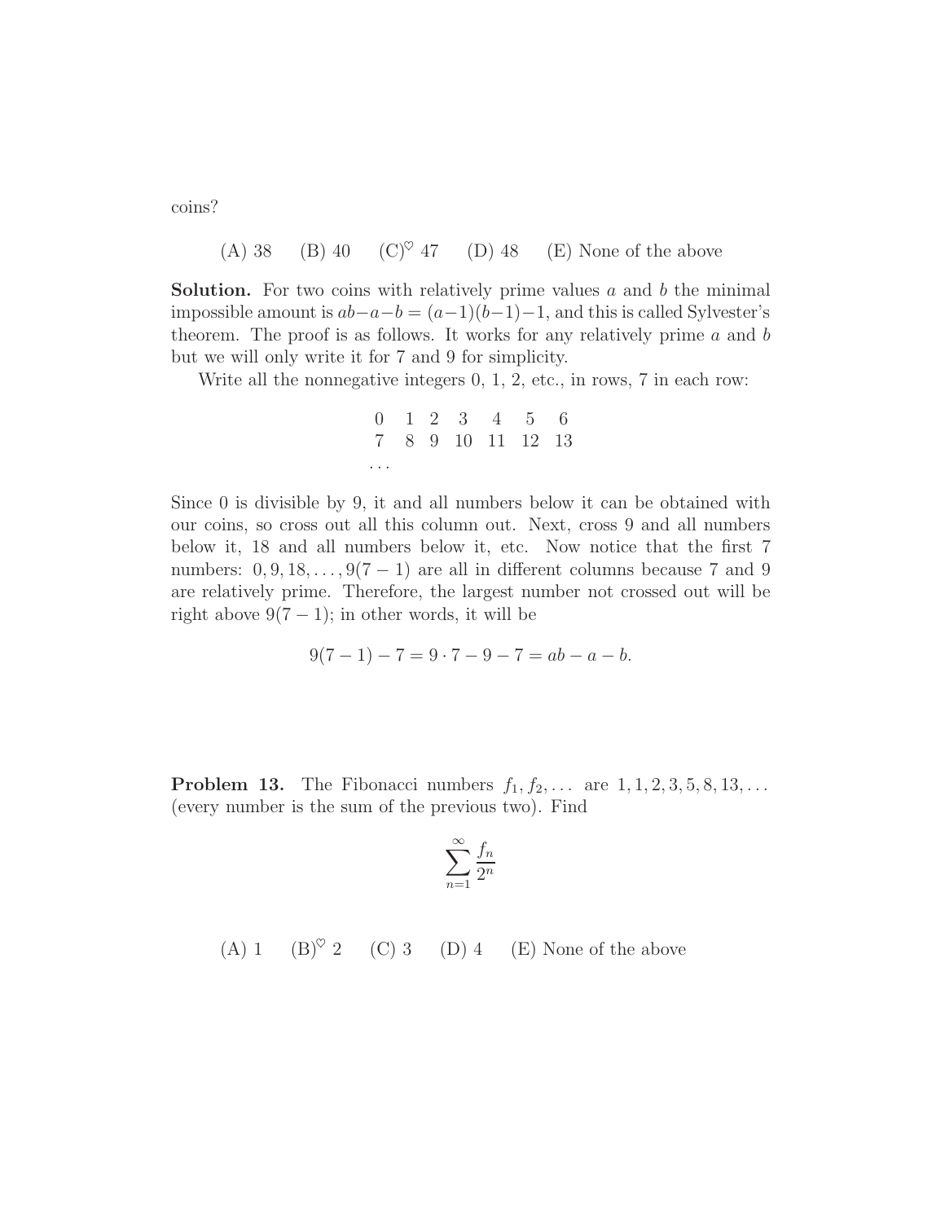coins?

(A) 38 (B) 40 (C)$^\heartsuit$ 47 (D) 48 (E) None of the above

**Solution.** For two coins with relatively prime values $a$ and $b$ the minimal impossible amount is $ab-a-b = (a-1)(b-1)-1$, and this is called Sylvester's theorem. The proof is as follows. It works for any relatively prime $a$ and $b$ but we will only write it for 7 and 9 for simplicity.

Write all the nonnegative integers 0, 1, 2, etc., in rows, 7 in each row:

$$\begin{array}{ccccccc} 0 & 1 & 2 & 3 & 4 & 5 & 6 \\ 7 & 8 & 9 & 10 & 11 & 12 & 13 \\ \dots \end{array}$$

Since 0 is divisible by 9, it and all numbers below it can be obtained with our coins, so cross out all this column out. Next, cross 9 and all numbers below it, 18 and all numbers below it, etc. Now notice that the first 7 numbers: $0, 9, 18, \dots, 9(7-1)$ are all in different columns because 7 and 9 are relatively prime. Therefore, the largest number not crossed out will be right above $9(7-1)$; in other words, it will be

$$9(7-1) - 7 = 9 \cdot 7 - 9 - 7 = ab - a - b.$$

**Problem 13.** The Fibonacci numbers $f_1, f_2, \dots$ are $1, 1, 2, 3, 5, 8, 13, \dots$ (every number is the sum of the previous two). Find

$$\sum_{n=1}^{\infty} \frac{f_n}{2^n}$$

(A) 1 (B)$^\heartsuit$ 2 (C) 3 (D) 4 (E) None of the above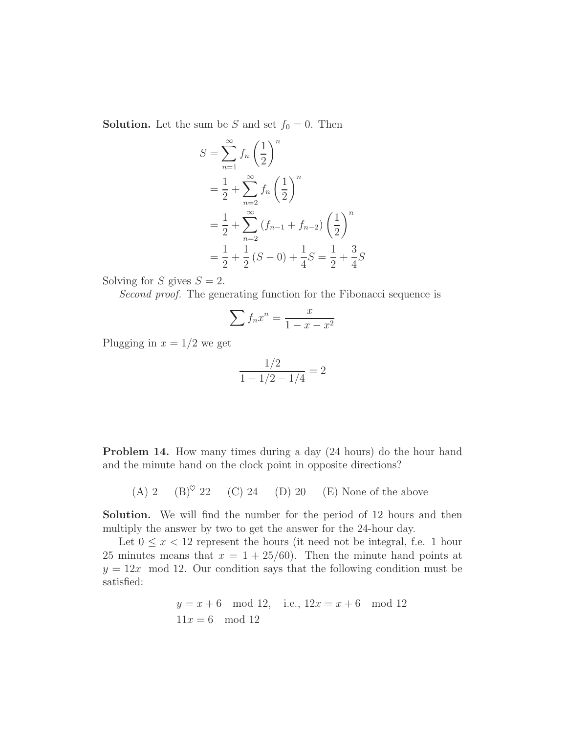**Solution.** Let the sum be $S$ and set $f_0 = 0$. Then

$$
\begin{aligned}
S &= \sum_{n=1}^{\infty} f_n \left(\frac{1}{2}\right)^n \\
&= \frac{1}{2} + \sum_{n=2}^{\infty} f_n \left(\frac{1}{2}\right)^n \\
&= \frac{1}{2} + \sum_{n=2}^{\infty} (f_{n-1} + f_{n-2}) \left(\frac{1}{2}\right)^n \\
&= \frac{1}{2} + \frac{1}{2}(S - 0) + \frac{1}{4}S = \frac{1}{2} + \frac{3}{4}S
\end{aligned}
$$

Solving for $S$ gives $S = 2$.

*Second proof.* The generating function for the Fibonacci sequence is

$$
\sum f_n x^n = \frac{x}{1 - x - x^2}
$$

Plugging in $x = 1/2$ we get

$$
\frac{1/2}{1 - 1/2 - 1/4} = 2
$$

**Problem 14.** How many times during a day (24 hours) do the hour hand and the minute hand on the clock point in opposite directions?

(A) 2 (B)$^\heartsuit$ 22 (C) 24 (D) 20 (E) None of the above

**Solution.** We will find the number for the period of 12 hours and then multiply the answer by two to get the answer for the 24-hour day.

Let $0 \leq x < 12$ represent the hours (it need not be integral, f.e. 1 hour 25 minutes means that $x = 1 + 25/60$). Then the minute hand points at $y = 12x \mod 12$. Our condition says that the following condition must be satisfied:

$$
\begin{aligned}
&y = x + 6 \mod 12, \quad \text{i.e., } 12x = x + 6 \mod 12 \\
&11x = 6 \mod 12
\end{aligned}
$$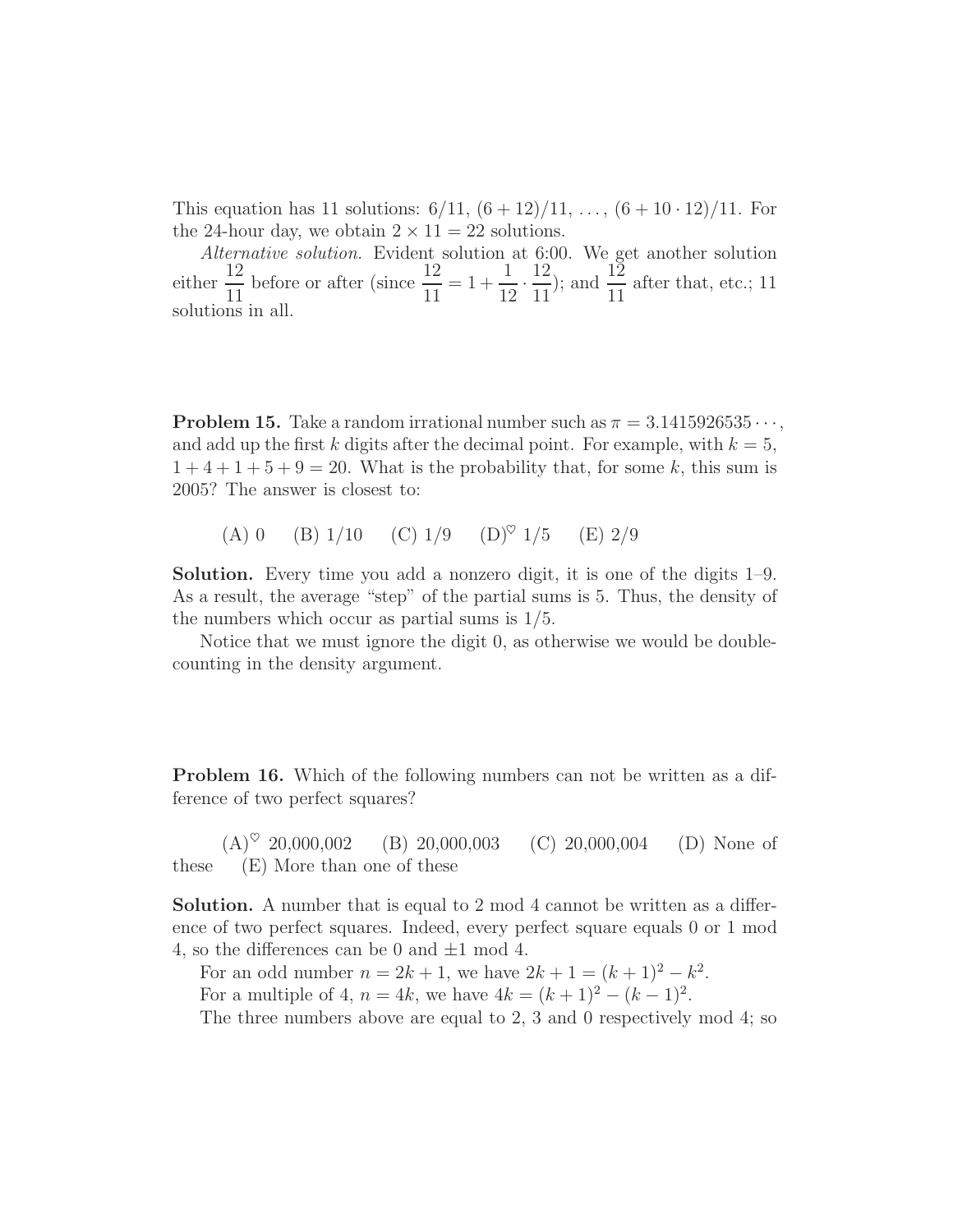This equation has 11 solutions: $6/11$, $(6+12)/11$, $\ldots$, $(6+10\cdot 12)/11$. For the 24-hour day, we obtain $2\times 11 = 22$ solutions.

*Alternative solution.* Evident solution at 6:00. We get another solution either $\frac{12}{11}$ before or after (since $\frac{12}{11} = 1 + \frac{1}{12}\cdot\frac{12}{11}$); and $\frac{12}{11}$ after that, etc.; 11 solutions in all.

**Problem 15.** Take a random irrational number such as $\pi = 3.1415926535\cdots$, and add up the first $k$ digits after the decimal point. For example, with $k = 5$, $1+4+1+5+9 = 20$. What is the probability that, for some $k$, this sum is 2005? The answer is closest to:

(A) 0 (B) 1/10 (C) 1/9 (D)$^\heartsuit$ 1/5 (E) 2/9

**Solution.** Every time you add a nonzero digit, it is one of the digits 1–9. As a result, the average "step" of the partial sums is 5. Thus, the density of the numbers which occur as partial sums is 1/5.

Notice that we must ignore the digit 0, as otherwise we would be double-counting in the density argument.

**Problem 16.** Which of the following numbers can not be written as a difference of two perfect squares?

(A)$^\heartsuit$ 20,000,002 (B) 20,000,003 (C) 20,000,004 (D) None of these (E) More than one of these

**Solution.** A number that is equal to 2 mod 4 cannot be written as a difference of two perfect squares. Indeed, every perfect square equals 0 or 1 mod 4, so the differences can be 0 and $\pm 1$ mod 4.

For an odd number $n = 2k+1$, we have $2k+1 = (k+1)^2 - k^2$.

For a multiple of 4, $n = 4k$, we have $4k = (k+1)^2 - (k-1)^2$.

The three numbers above are equal to 2, 3 and 0 respectively mod 4; so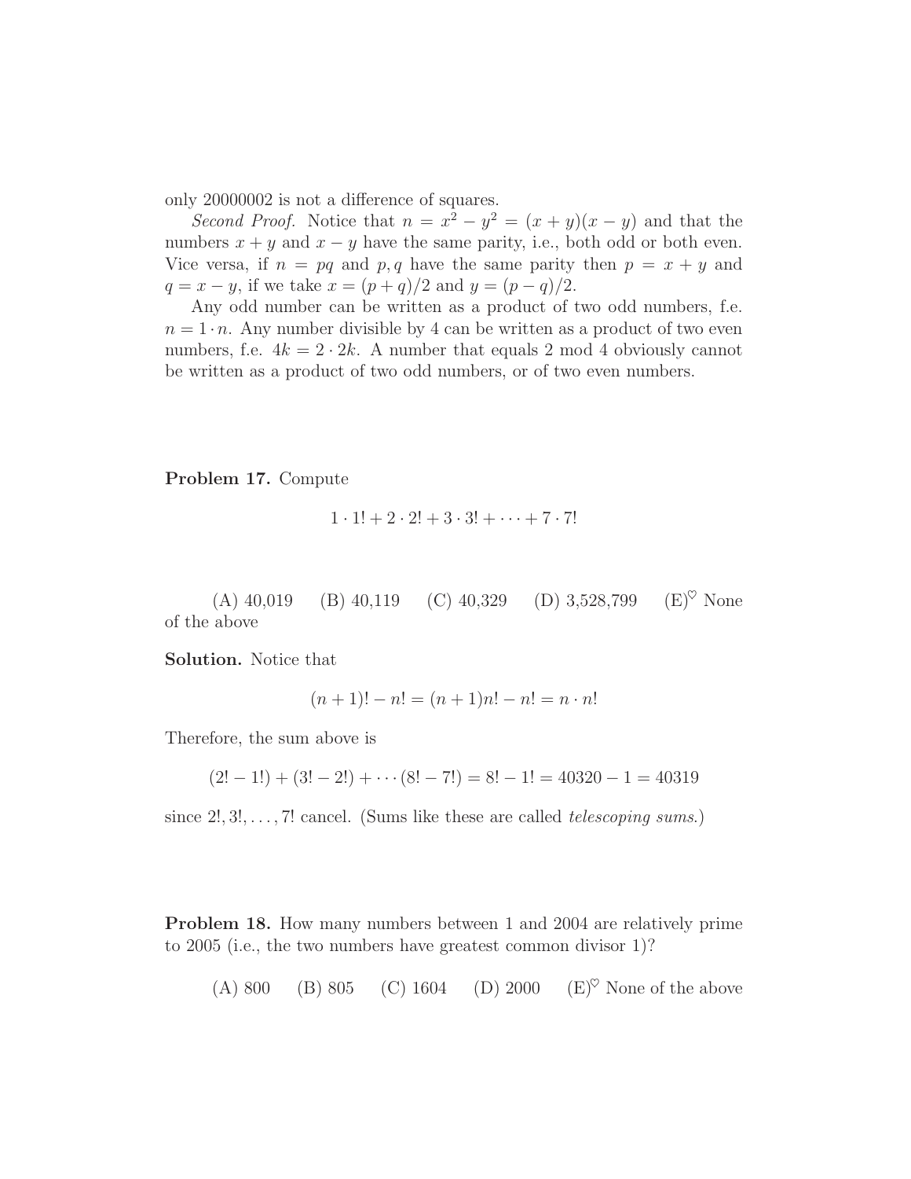only 20000002 is not a difference of squares.

*Second Proof.* Notice that $n = x^2 - y^2 = (x+y)(x-y)$ and that the numbers $x+y$ and $x-y$ have the same parity, i.e., both odd or both even. Vice versa, if $n = pq$ and $p, q$ have the same parity then $p = x+y$ and $q = x-y$, if we take $x = (p+q)/2$ and $y = (p-q)/2$.

Any odd number can be written as a product of two odd numbers, f.e. $n = 1 \cdot n$. Any number divisible by 4 can be written as a product of two even numbers, f.e. $4k = 2 \cdot 2k$. A number that equals 2 mod 4 obviously cannot be written as a product of two odd numbers, or of two even numbers.

**Problem 17.** Compute

$$1 \cdot 1! + 2 \cdot 2! + 3 \cdot 3! + \cdots + 7 \cdot 7!$$

(A) 40,019 (B) 40,119 (C) 40,329 (D) 3,528,799 (E)$^\heartsuit$ None of the above

**Solution.** Notice that

$$(n+1)! - n! = (n+1)n! - n! = n \cdot n!$$

Therefore, the sum above is

$$(2! - 1!) + (3! - 2!) + \cdots (8! - 7!) = 8! - 1! = 40320 - 1 = 40319$$

since $2!, 3!, \ldots, 7!$ cancel. (Sums like these are called *telescoping sums*.)

**Problem 18.** How many numbers between 1 and 2004 are relatively prime to 2005 (i.e., the two numbers have greatest common divisor 1)?

(A) 800 (B) 805 (C) 1604 (D) 2000 (E)$^\heartsuit$ None of the above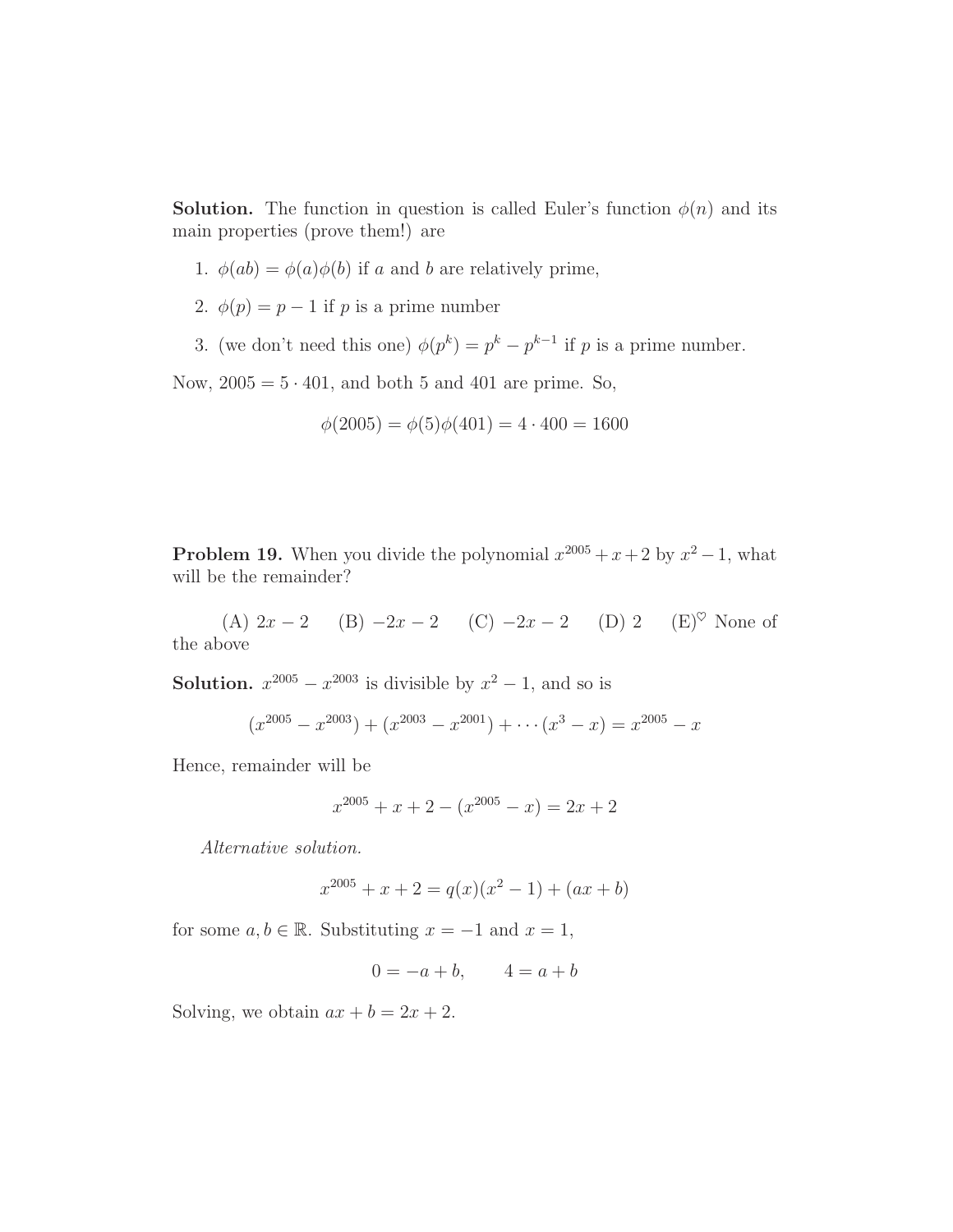**Solution.** The function in question is called Euler's function $\phi(n)$ and its main properties (prove them!) are

1. $\phi(ab) = \phi(a)\phi(b)$ if $a$ and $b$ are relatively prime,
2. $\phi(p) = p - 1$ if $p$ is a prime number
3. (we don't need this one) $\phi(p^k) = p^k - p^{k-1}$ if $p$ is a prime number.

Now, $2005 = 5 \cdot 401$, and both 5 and 401 are prime. So,

$$\phi(2005) = \phi(5)\phi(401) = 4 \cdot 400 = 1600$$

**Problem 19.** When you divide the polynomial $x^{2005} + x + 2$ by $x^2 - 1$, what will be the remainder?

(A) $2x - 2$ (B) $-2x - 2$ (C) $-2x - 2$ (D) 2 (E)$^\heartsuit$ None of the above

**Solution.** $x^{2005} - x^{2003}$ is divisible by $x^2 - 1$, and so is

$$(x^{2005} - x^{2003}) + (x^{2003} - x^{2001}) + \cdots (x^3 - x) = x^{2005} - x$$

Hence, remainder will be

$$x^{2005} + x + 2 - (x^{2005} - x) = 2x + 2$$

*Alternative solution.*

$$x^{2005} + x + 2 = q(x)(x^2 - 1) + (ax + b)$$

for some $a, b \in \mathbb{R}$. Substituting $x = -1$ and $x = 1$,

$$0 = -a + b, \qquad 4 = a + b$$

Solving, we obtain $ax + b = 2x + 2$.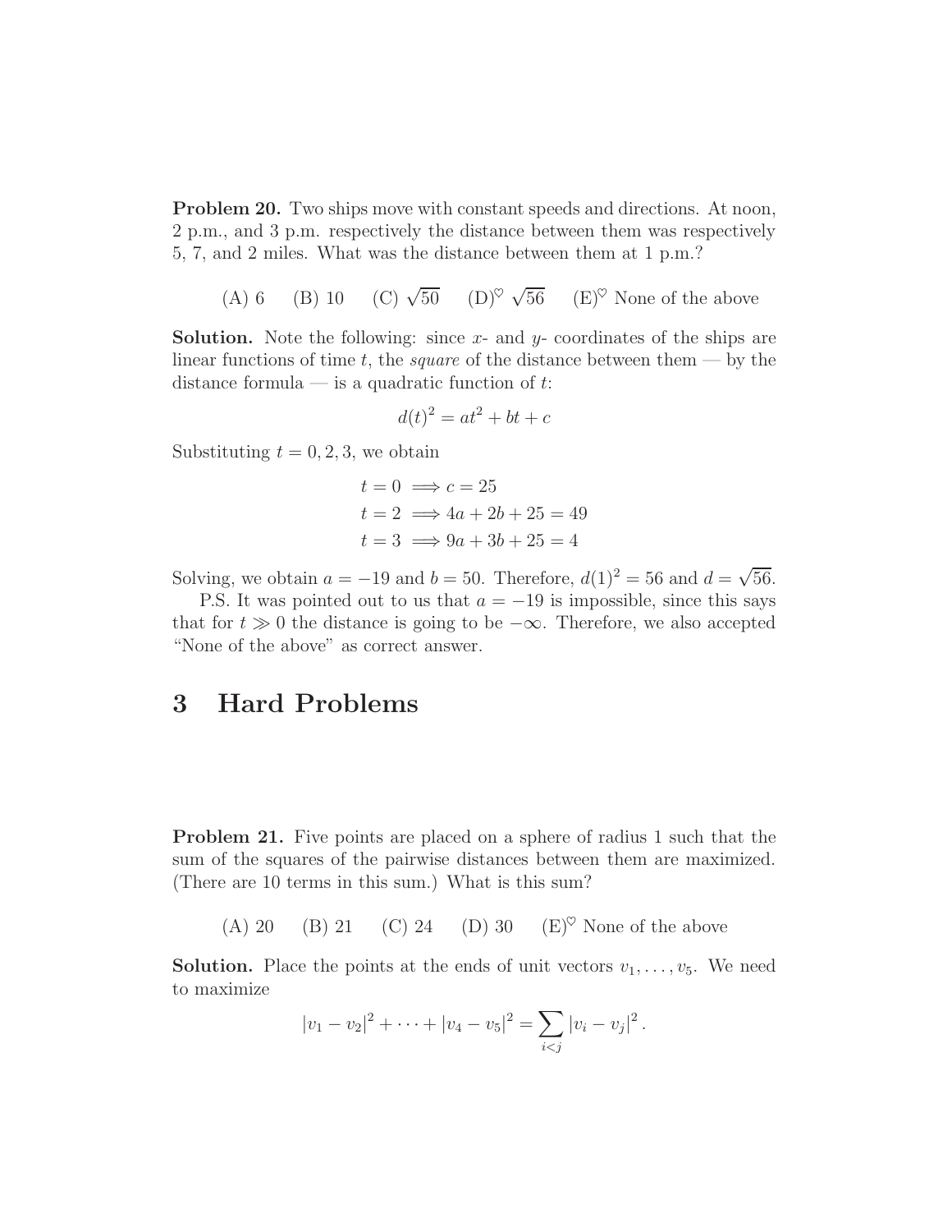**Problem 20.** Two ships move with constant speeds and directions. At noon, 2 p.m., and 3 p.m. respectively the distance between them was respectively 5, 7, and 2 miles. What was the distance between them at 1 p.m.?

(A) 6 (B) 10 (C) $\sqrt{50}$ (D)$^\heartsuit$ $\sqrt{56}$ (E)$^\heartsuit$ None of the above

**Solution.** Note the following: since $x$- and $y$- coordinates of the ships are linear functions of time $t$, the *square* of the distance between them — by the distance formula — is a quadratic function of $t$:

$$d(t)^2 = at^2 + bt + c$$

Substituting $t = 0, 2, 3$, we obtain

$$\begin{aligned}
t = 0 &\implies c = 25 \\
t = 2 &\implies 4a + 2b + 25 = 49 \\
t = 3 &\implies 9a + 3b + 25 = 4
\end{aligned}$$

Solving, we obtain $a = -19$ and $b = 50$. Therefore, $d(1)^2 = 56$ and $d = \sqrt{56}$.

P.S. It was pointed out to us that $a = -19$ is impossible, since this says that for $t \gg 0$ the distance is going to be $-\infty$. Therefore, we also accepted "None of the above" as correct answer.

# 3 Hard Problems

**Problem 21.** Five points are placed on a sphere of radius 1 such that the sum of the squares of the pairwise distances between them are maximized. (There are 10 terms in this sum.) What is this sum?

(A) 20 (B) 21 (C) 24 (D) 30 (E)$^\heartsuit$ None of the above

**Solution.** Place the points at the ends of unit vectors $v_1, \ldots, v_5$. We need to maximize

$$|v_1 - v_2|^2 + \cdots + |v_4 - v_5|^2 = \sum_{i<j} |v_i - v_j|^2 .$$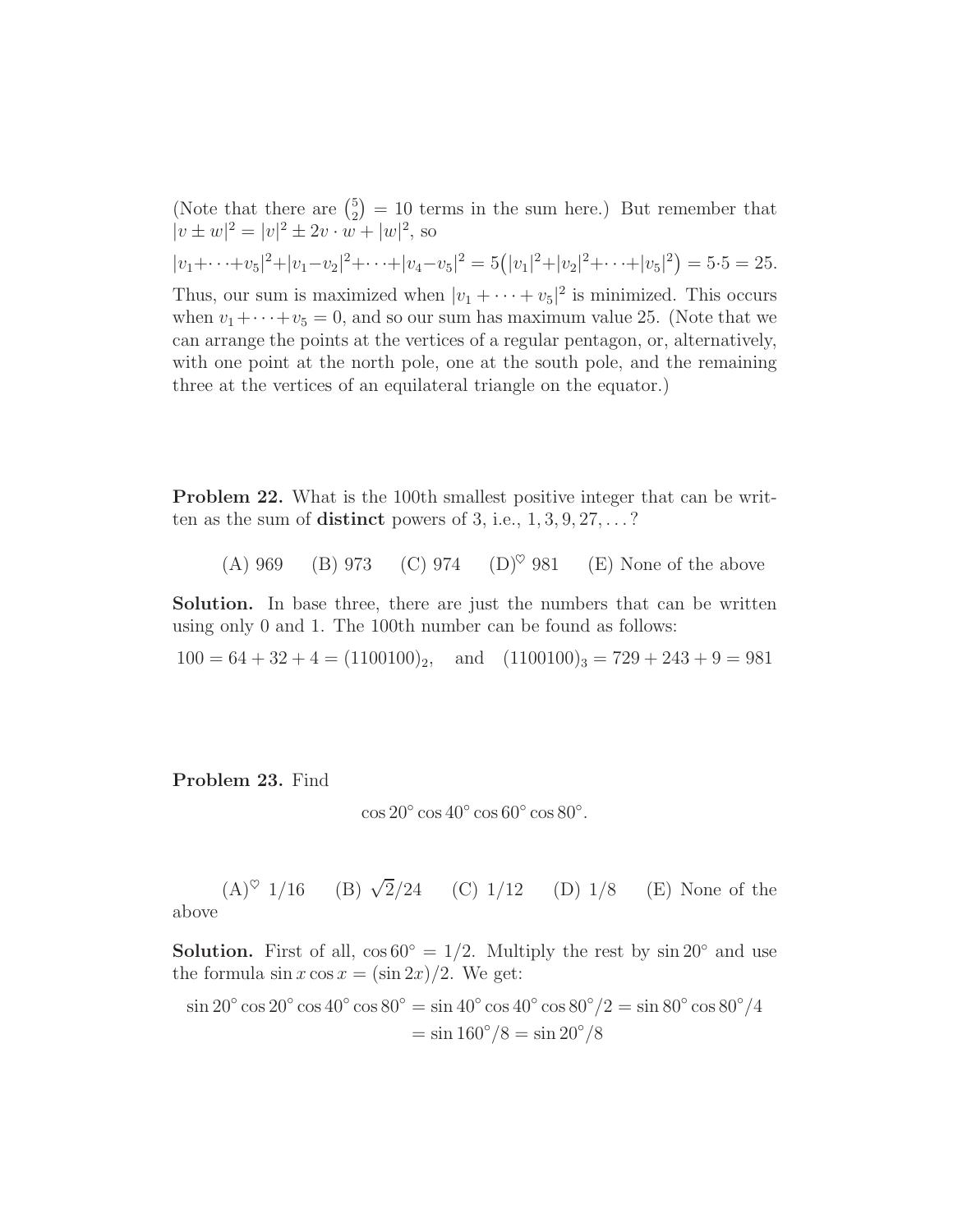(Note that there are $\binom{5}{2} = 10$ terms in the sum here.) But remember that $|v \pm w|^2 = |v|^2 \pm 2v \cdot w + |w|^2$, so

$$|v_1+\cdots+v_5|^2+|v_1-v_2|^2+\cdots+|v_4-v_5|^2 = 5\big(|v_1|^2+|v_2|^2+\cdots+|v_5|^2\big) = 5\cdot 5 = 25.$$

Thus, our sum is maximized when $|v_1 + \cdots + v_5|^2$ is minimized. This occurs when $v_1+\cdots+v_5 = 0$, and so our sum has maximum value 25. (Note that we can arrange the points at the vertices of a regular pentagon, or, alternatively, with one point at the north pole, one at the south pole, and the remaining three at the vertices of an equilateral triangle on the equator.)

**Problem 22.** What is the 100th smallest positive integer that can be written as the sum of **distinct** powers of 3, i.e., $1, 3, 9, 27, \ldots$?

(A) 969 (B) 973 (C) 974 (D)$^\heartsuit$ 981 (E) None of the above

**Solution.** In base three, there are just the numbers that can be written using only 0 and 1. The 100th number can be found as follows:

$$100 = 64 + 32 + 4 = (1100100)_2, \quad \text{and} \quad (1100100)_3 = 729 + 243 + 9 = 981$$

**Problem 23.** Find

$$\cos 20^\circ \cos 40^\circ \cos 60^\circ \cos 80^\circ.$$

(A)$^\heartsuit$ 1/16 (B) $\sqrt{2}/24$ (C) 1/12 (D) 1/8 (E) None of the above

**Solution.** First of all, $\cos 60^\circ = 1/2$. Multiply the rest by $\sin 20^\circ$ and use the formula $\sin x \cos x = (\sin 2x)/2$. We get:

$$\begin{aligned}\sin 20^\circ \cos 20^\circ \cos 40^\circ \cos 80^\circ &= \sin 40^\circ \cos 40^\circ \cos 80^\circ/2 = \sin 80^\circ \cos 80^\circ/4 \\ &= \sin 160^\circ/8 = \sin 20^\circ/8\end{aligned}$$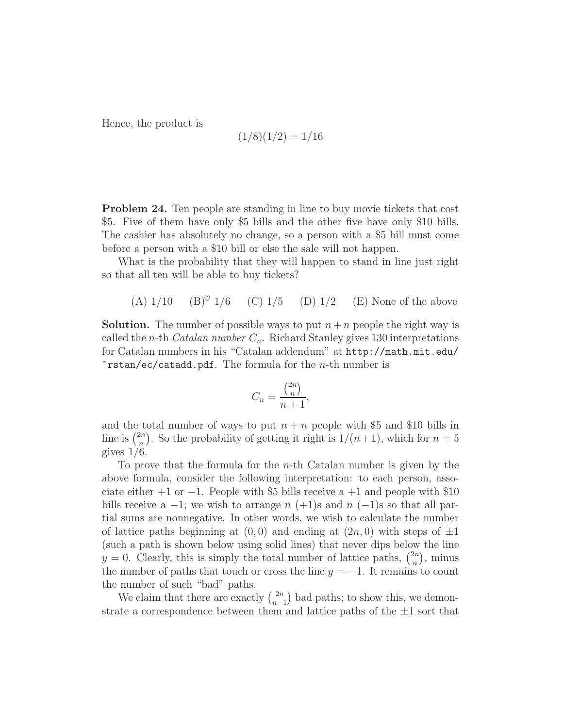Hence, the product is

$$(1/8)(1/2) = 1/16$$

**Problem 24.** Ten people are standing in line to buy movie tickets that cost \$5. Five of them have only \$5 bills and the other five have only \$10 bills. The cashier has absolutely no change, so a person with a \$5 bill must come before a person with a \$10 bill or else the sale will not happen.

What is the probability that they will happen to stand in line just right so that all ten will be able to buy tickets?

(A) 1/10 (B)$^\heartsuit$ 1/6 (C) 1/5 (D) 1/2 (E) None of the above

**Solution.** The number of possible ways to put $n+n$ people the right way is called the $n$-th *Catalan number* $C_n$. Richard Stanley gives 130 interpretations for Catalan numbers in his "Catalan addendum" at `http://math.mit.edu/~rstan/ec/catadd.pdf`. The formula for the $n$-th number is

$$C_n = \frac{\binom{2n}{n}}{n+1},$$

and the total number of ways to put $n+n$ people with \$5 and \$10 bills in line is $\binom{2n}{n}$. So the probability of getting it right is $1/(n+1)$, which for $n=5$ gives $1/6$.

To prove that the formula for the $n$-th Catalan number is given by the above formula, consider the following interpretation: to each person, associate either $+1$ or $-1$. People with \$5 bills receive a $+1$ and people with \$10 bills receive a $-1$; we wish to arrange $n$ $(+1)$s and $n$ $(-1)$s so that all partial sums are nonnegative. In other words, we wish to calculate the number of lattice paths beginning at $(0,0)$ and ending at $(2n,0)$ with steps of $\pm 1$ (such a path is shown below using solid lines) that never dips below the line $y=0$. Clearly, this is simply the total number of lattice paths, $\binom{2n}{n}$, minus the number of paths that touch or cross the line $y=-1$. It remains to count the number of such "bad" paths.

We claim that there are exactly $\binom{2n}{n-1}$ bad paths; to show this, we demonstrate a correspondence between them and lattice paths of the $\pm 1$ sort that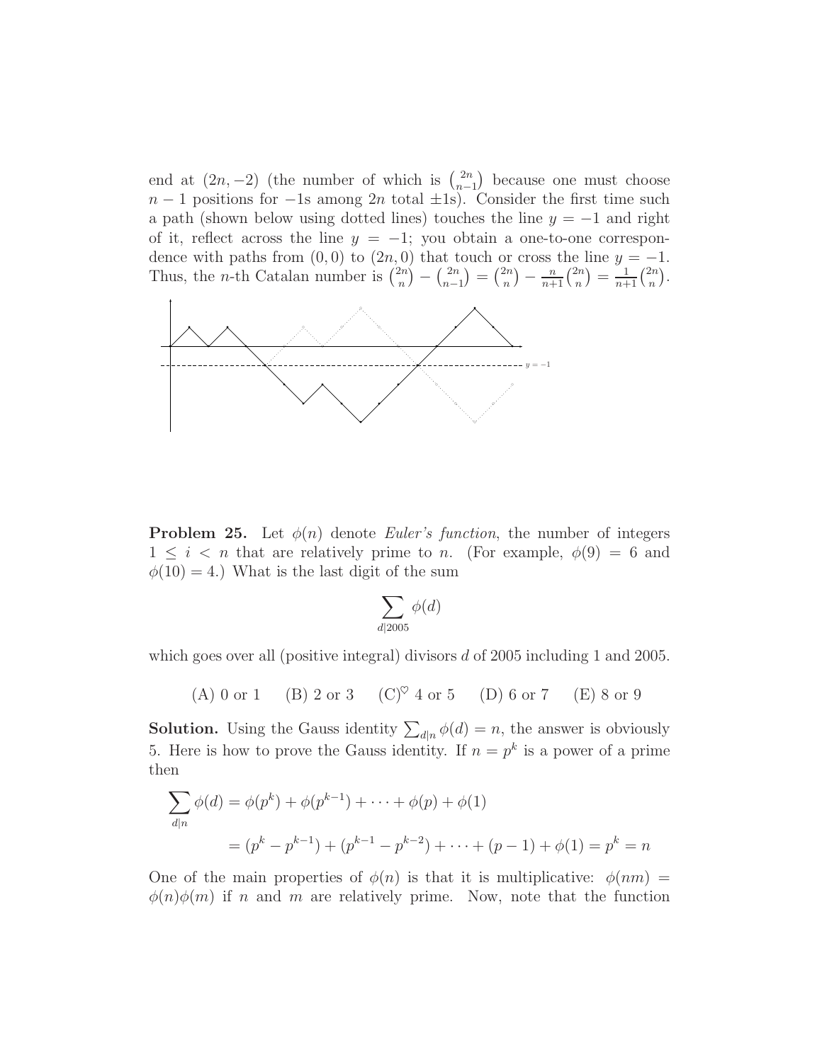end at $(2n, -2)$ (the number of which is $\binom{2n}{n-1}$ because one must choose $n-1$ positions for $-1$s among $2n$ total $\pm 1$s). Consider the first time such a path (shown below using dotted lines) touches the line $y = -1$ and right of it, reflect across the line $y = -1$; you obtain a one-to-one correspondence with paths from $(0,0)$ to $(2n, 0)$ that touch or cross the line $y = -1$. Thus, the $n$-th Catalan number is $\binom{2n}{n} - \binom{2n}{n-1} = \binom{2n}{n} - \frac{n}{n+1}\binom{2n}{n} = \frac{1}{n+1}\binom{2n}{n}$.

$y = -1$

**Problem 25.** Let $\phi(n)$ denote *Euler's function*, the number of integers $1 \leq i < n$ that are relatively prime to $n$. (For example, $\phi(9) = 6$ and $\phi(10) = 4$.) What is the last digit of the sum

$$\sum_{d|2005} \phi(d)$$

which goes over all (positive integral) divisors $d$ of 2005 including 1 and 2005.

(A) 0 or 1 (B) 2 or 3 (C)$^\heartsuit$ 4 or 5 (D) 6 or 7 (E) 8 or 9

**Solution.** Using the Gauss identity $\sum_{d|n} \phi(d) = n$, the answer is obviously 5. Here is how to prove the Gauss identity. If $n = p^k$ is a power of a prime then

$$\begin{aligned}\sum_{d|n} \phi(d) &= \phi(p^k) + \phi(p^{k-1}) + \cdots + \phi(p) + \phi(1) \\ &= (p^k - p^{k-1}) + (p^{k-1} - p^{k-2}) + \cdots + (p-1) + \phi(1) = p^k = n\end{aligned}$$

One of the main properties of $\phi(n)$ is that it is multiplicative: $\phi(nm) = \phi(n)\phi(m)$ if $n$ and $m$ are relatively prime. Now, note that the function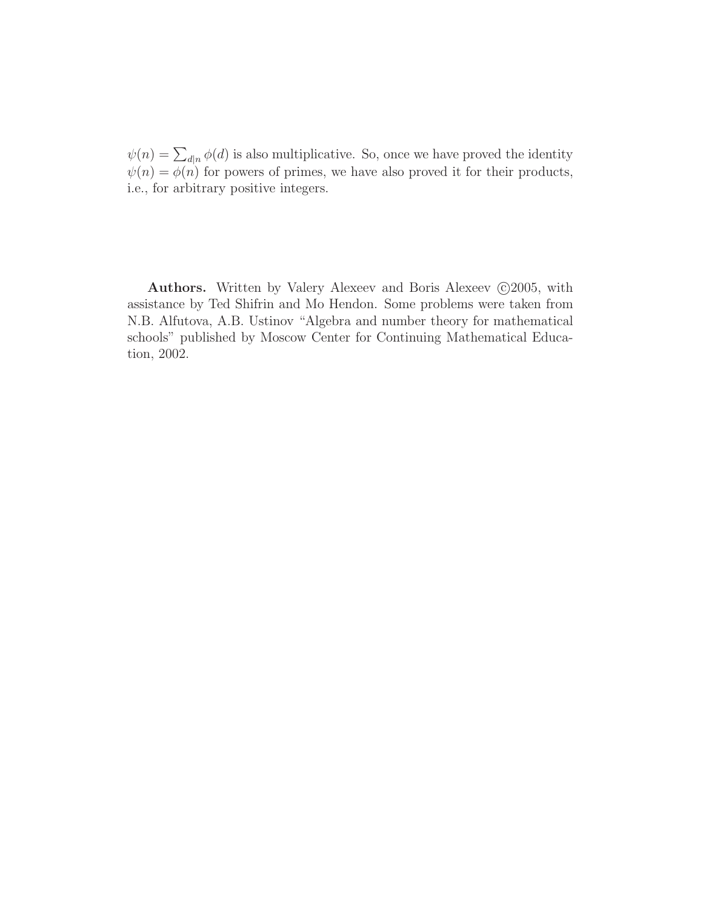$\psi(n) = \sum_{d|n} \phi(d)$ is also multiplicative. So, once we have proved the identity $\psi(n) = \phi(n)$ for powers of primes, we have also proved it for their products, i.e., for arbitrary positive integers.

**Authors.** Written by Valery Alexeev and Boris Alexeev ©2005, with assistance by Ted Shifrin and Mo Hendon. Some problems were taken from N.B. Alfutova, A.B. Ustinov "Algebra and number theory for mathematical schools" published by Moscow Center for Continuing Mathematical Education, 2002.